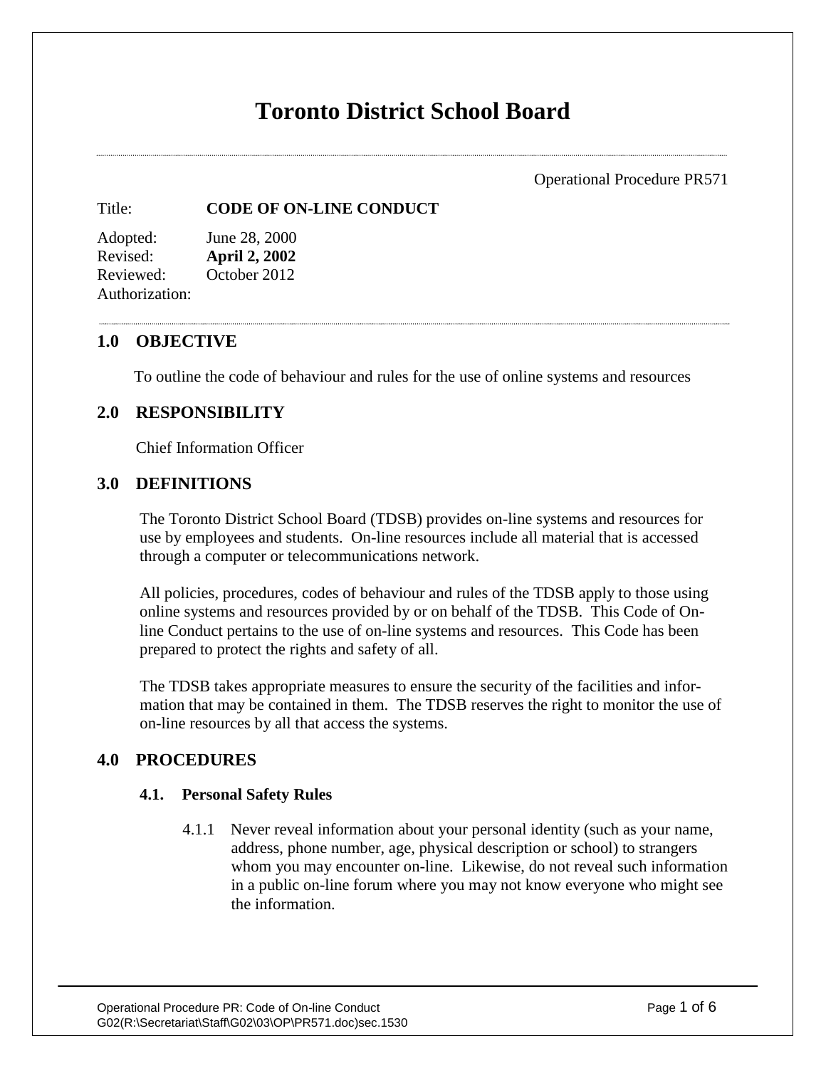# Toronto District School Board

Operational Procedure PR571

Title: **CODE OF ON-LINE CONDUCT**

Adopted: June 28, 2000
Revised: **April 2, 2002**
Reviewed: October 2012
Authorization:

## 1.0 OBJECTIVE

To outline the code of behaviour and rules for the use of online systems and resources

## 2.0 RESPONSIBILITY

Chief Information Officer

## 3.0 DEFINITIONS

The Toronto District School Board (TDSB) provides on-line systems and resources for use by employees and students. On-line resources include all material that is accessed through a computer or telecommunications network.

All policies, procedures, codes of behaviour and rules of the TDSB apply to those using online systems and resources provided by or on behalf of the TDSB. This Code of On-line Conduct pertains to the use of on-line systems and resources. This Code has been prepared to protect the rights and safety of all.

The TDSB takes appropriate measures to ensure the security of the facilities and information that may be contained in them. The TDSB reserves the right to monitor the use of on-line resources by all that access the systems.

## 4.0 PROCEDURES

### 4.1. Personal Safety Rules

4.1.1 Never reveal information about your personal identity (such as your name, address, phone number, age, physical description or school) to strangers whom you may encounter on-line. Likewise, do not reveal such information in a public on-line forum where you may not know everyone who might see the information.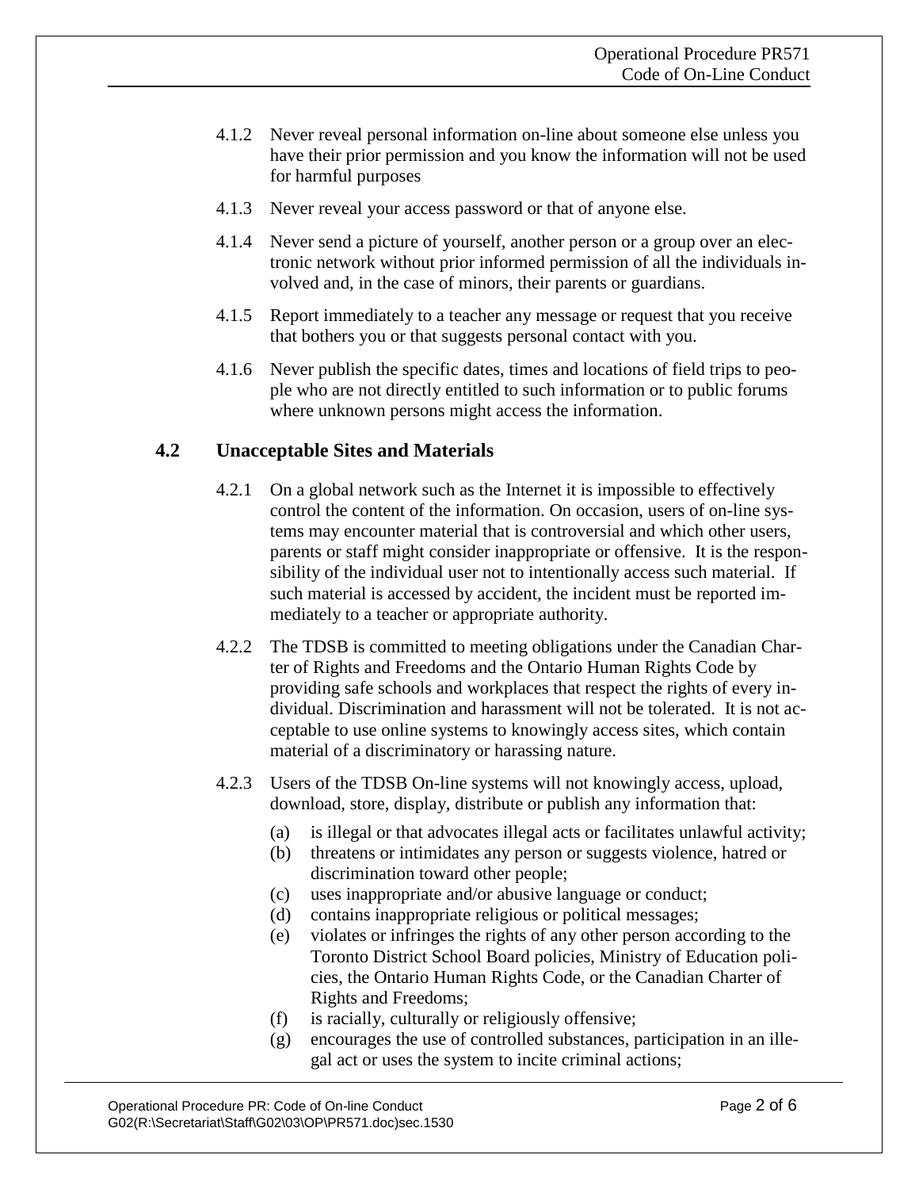4.1.2 Never reveal personal information on-line about someone else unless you have their prior permission and you know the information will not be used for harmful purposes

4.1.3 Never reveal your access password or that of anyone else.

4.1.4 Never send a picture of yourself, another person or a group over an electronic network without prior informed permission of all the individuals involved and, in the case of minors, their parents or guardians.

4.1.5 Report immediately to a teacher any message or request that you receive that bothers you or that suggests personal contact with you.

4.1.6 Never publish the specific dates, times and locations of field trips to people who are not directly entitled to such information or to public forums where unknown persons might access the information.

## 4.2 Unacceptable Sites and Materials

4.2.1 On a global network such as the Internet it is impossible to effectively control the content of the information. On occasion, users of on-line systems may encounter material that is controversial and which other users, parents or staff might consider inappropriate or offensive. It is the responsibility of the individual user not to intentionally access such material. If such material is accessed by accident, the incident must be reported immediately to a teacher or appropriate authority.

4.2.2 The TDSB is committed to meeting obligations under the Canadian Charter of Rights and Freedoms and the Ontario Human Rights Code by providing safe schools and workplaces that respect the rights of every individual. Discrimination and harassment will not be tolerated. It is not acceptable to use online systems to knowingly access sites, which contain material of a discriminatory or harassing nature.

4.2.3 Users of the TDSB On-line systems will not knowingly access, upload, download, store, display, distribute or publish any information that:

(a) is illegal or that advocates illegal acts or facilitates unlawful activity;
(b) threatens or intimidates any person or suggests violence, hatred or discrimination toward other people;
(c) uses inappropriate and/or abusive language or conduct;
(d) contains inappropriate religious or political messages;
(e) violates or infringes the rights of any other person according to the Toronto District School Board policies, Ministry of Education policies, the Ontario Human Rights Code, or the Canadian Charter of Rights and Freedoms;
(f) is racially, culturally or religiously offensive;
(g) encourages the use of controlled substances, participation in an illegal act or uses the system to incite criminal actions;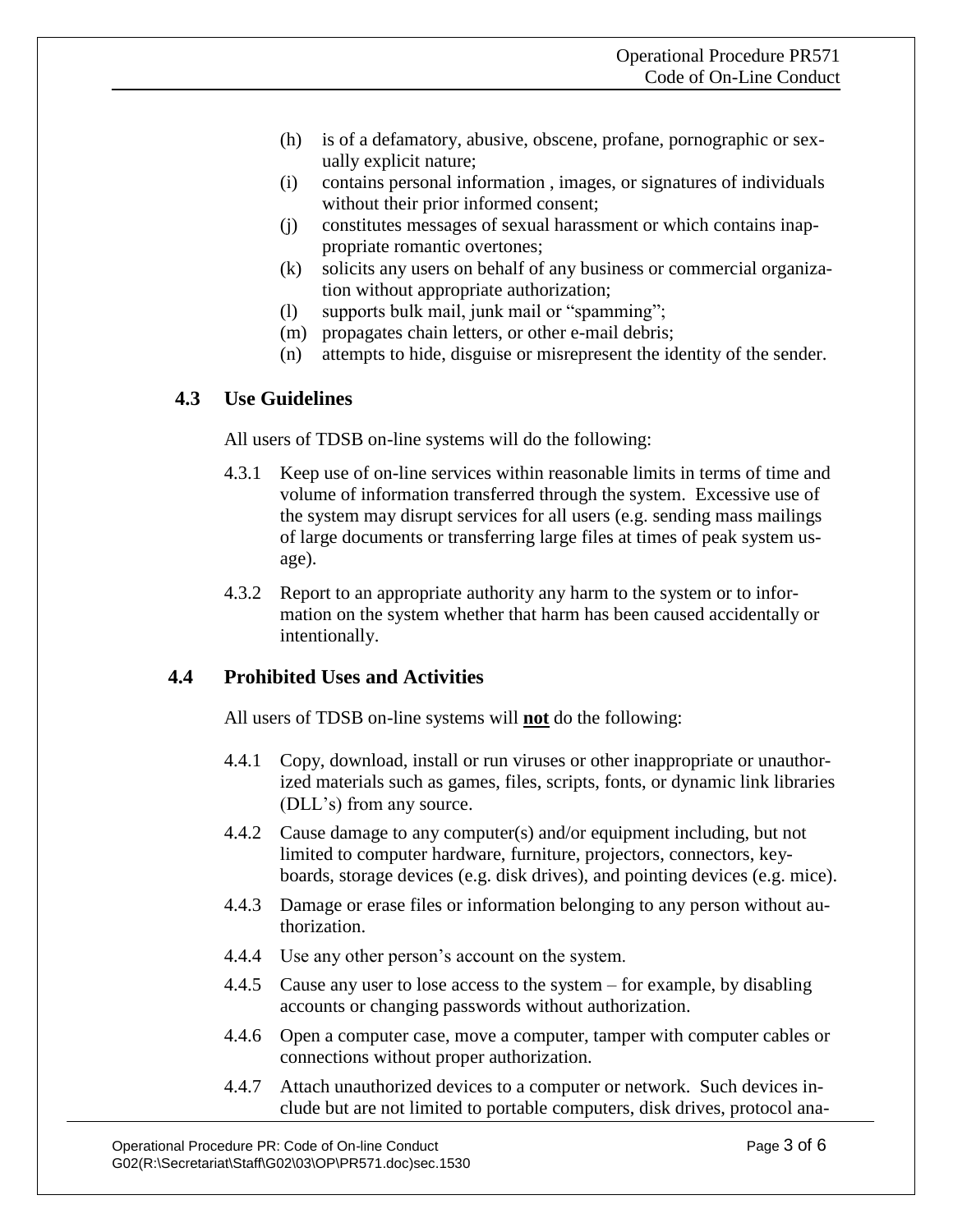(h) is of a defamatory, abusive, obscene, profane, pornographic or sexually explicit nature;
(i) contains personal information , images, or signatures of individuals without their prior informed consent;
(j) constitutes messages of sexual harassment or which contains inappropriate romantic overtones;
(k) solicits any users on behalf of any business or commercial organization without appropriate authorization;
(l) supports bulk mail, junk mail or "spamming";
(m) propagates chain letters, or other e-mail debris;
(n) attempts to hide, disguise or misrepresent the identity of the sender.

## 4.3 Use Guidelines

All users of TDSB on-line systems will do the following:

4.3.1 Keep use of on-line services within reasonable limits in terms of time and volume of information transferred through the system. Excessive use of the system may disrupt services for all users (e.g. sending mass mailings of large documents or transferring large files at times of peak system usage).

4.3.2 Report to an appropriate authority any harm to the system or to information on the system whether that harm has been caused accidentally or intentionally.

## 4.4 Prohibited Uses and Activities

All users of TDSB on-line systems will **not** do the following:

4.4.1 Copy, download, install or run viruses or other inappropriate or unauthorized materials such as games, files, scripts, fonts, or dynamic link libraries (DLL's) from any source.

4.4.2 Cause damage to any computer(s) and/or equipment including, but not limited to computer hardware, furniture, projectors, connectors, keyboards, storage devices (e.g. disk drives), and pointing devices (e.g. mice).

4.4.3 Damage or erase files or information belonging to any person without authorization.

4.4.4 Use any other person's account on the system.

4.4.5 Cause any user to lose access to the system – for example, by disabling accounts or changing passwords without authorization.

4.4.6 Open a computer case, move a computer, tamper with computer cables or connections without proper authorization.

4.4.7 Attach unauthorized devices to a computer or network. Such devices include but are not limited to portable computers, disk drives, protocol ana-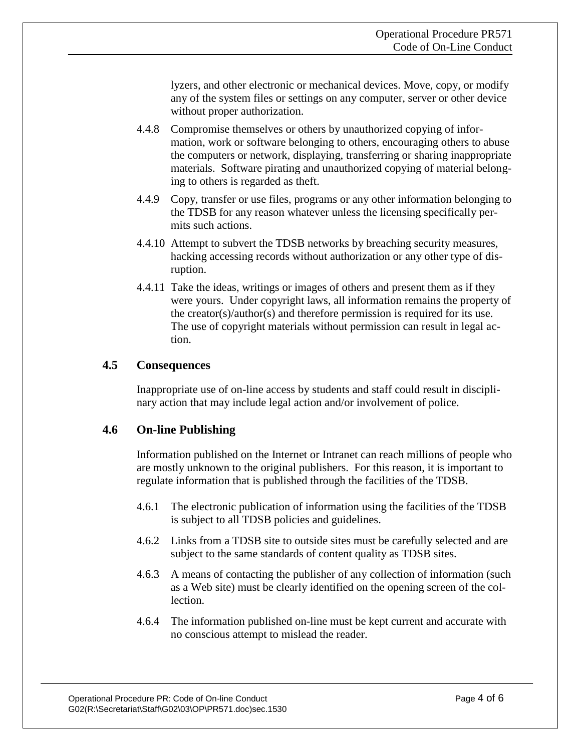lyzers, and other electronic or mechanical devices. Move, copy, or modify any of the system files or settings on any computer, server or other device without proper authorization.

4.4.8 Compromise themselves or others by unauthorized copying of information, work or software belonging to others, encouraging others to abuse the computers or network, displaying, transferring or sharing inappropriate materials. Software pirating and unauthorized copying of material belonging to others is regarded as theft.

4.4.9 Copy, transfer or use files, programs or any other information belonging to the TDSB for any reason whatever unless the licensing specifically permits such actions.

4.4.10 Attempt to subvert the TDSB networks by breaching security measures, hacking accessing records without authorization or any other type of disruption.

4.4.11 Take the ideas, writings or images of others and present them as if they were yours. Under copyright laws, all information remains the property of the creator(s)/author(s) and therefore permission is required for its use. The use of copyright materials without permission can result in legal action.

## 4.5 Consequences

Inappropriate use of on-line access by students and staff could result in disciplinary action that may include legal action and/or involvement of police.

## 4.6 On-line Publishing

Information published on the Internet or Intranet can reach millions of people who are mostly unknown to the original publishers. For this reason, it is important to regulate information that is published through the facilities of the TDSB.

4.6.1 The electronic publication of information using the facilities of the TDSB is subject to all TDSB policies and guidelines.

4.6.2 Links from a TDSB site to outside sites must be carefully selected and are subject to the same standards of content quality as TDSB sites.

4.6.3 A means of contacting the publisher of any collection of information (such as a Web site) must be clearly identified on the opening screen of the collection.

4.6.4 The information published on-line must be kept current and accurate with no conscious attempt to mislead the reader.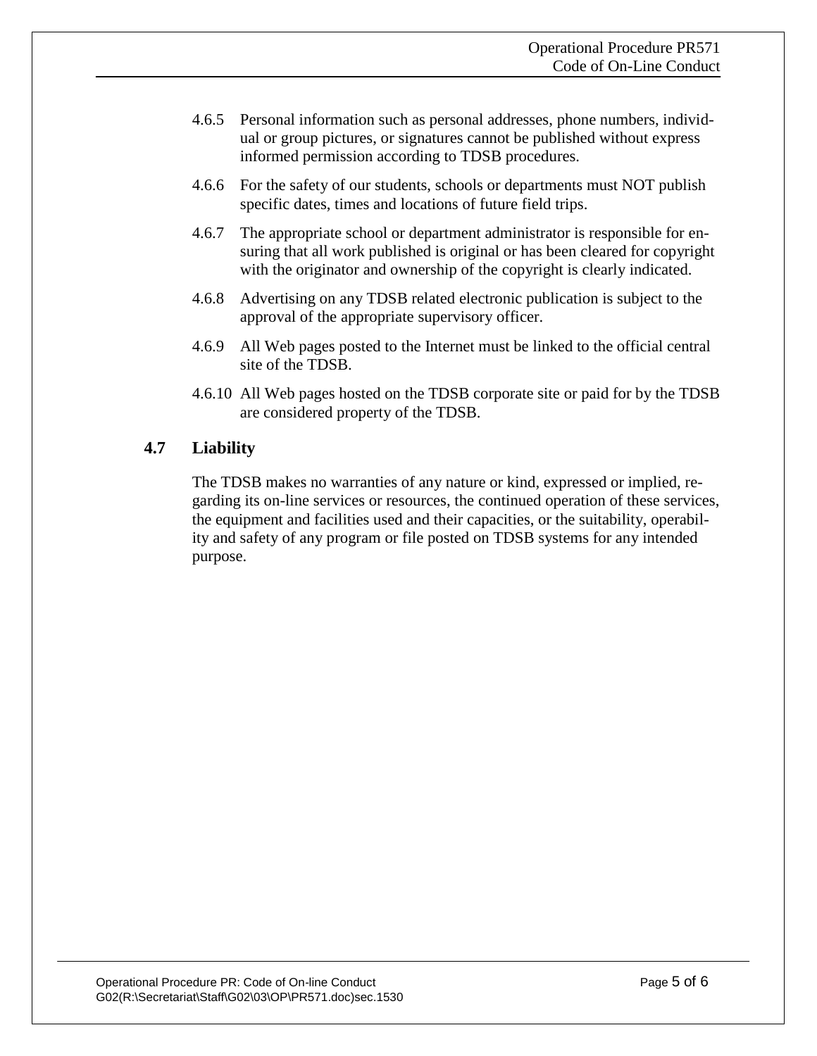4.6.5 Personal information such as personal addresses, phone numbers, individual or group pictures, or signatures cannot be published without express informed permission according to TDSB procedures.

4.6.6 For the safety of our students, schools or departments must NOT publish specific dates, times and locations of future field trips.

4.6.7 The appropriate school or department administrator is responsible for ensuring that all work published is original or has been cleared for copyright with the originator and ownership of the copyright is clearly indicated.

4.6.8 Advertising on any TDSB related electronic publication is subject to the approval of the appropriate supervisory officer.

4.6.9 All Web pages posted to the Internet must be linked to the official central site of the TDSB.

4.6.10 All Web pages hosted on the TDSB corporate site or paid for by the TDSB are considered property of the TDSB.

## 4.7 Liability

The TDSB makes no warranties of any nature or kind, expressed or implied, regarding its on-line services or resources, the continued operation of these services, the equipment and facilities used and their capacities, or the suitability, operability and safety of any program or file posted on TDSB systems for any intended purpose.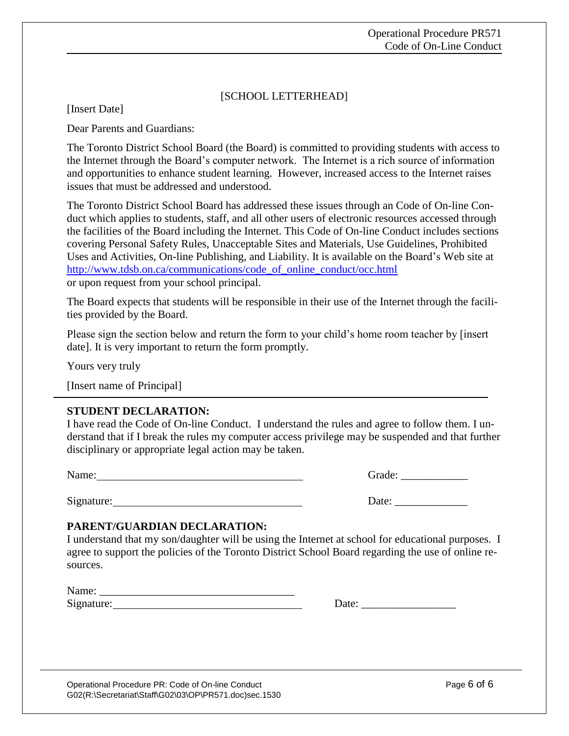[SCHOOL LETTERHEAD]

[Insert Date]

Dear Parents and Guardians:

The Toronto District School Board (the Board) is committed to providing students with access to the Internet through the Board's computer network. The Internet is a rich source of information and opportunities to enhance student learning. However, increased access to the Internet raises issues that must be addressed and understood.

The Toronto District School Board has addressed these issues through an Code of On-line Conduct which applies to students, staff, and all other users of electronic resources accessed through the facilities of the Board including the Internet. This Code of On-line Conduct includes sections covering Personal Safety Rules, Unacceptable Sites and Materials, Use Guidelines, Prohibited Uses and Activities, On-line Publishing, and Liability. It is available on the Board's Web site at http://www.tdsb.on.ca/communications/code_of_online_conduct/occ.html or upon request from your school principal.

The Board expects that students will be responsible in their use of the Internet through the facilities provided by the Board.

Please sign the section below and return the form to your child's home room teacher by [insert date]. It is very important to return the form promptly.

Yours very truly

[Insert name of Principal]

---

**STUDENT DECLARATION:**

I have read the Code of On-line Conduct. I understand the rules and agree to follow them. I understand that if I break the rules my computer access privilege may be suspended and that further disciplinary or appropriate legal action may be taken.

Name:\_\_\_\_\_\_\_\_\_\_\_\_\_\_\_\_\_\_\_\_\_\_\_\_\_\_\_\_\_\_\_\_\_\_\_\_ Grade: \_\_\_\_\_\_\_\_\_\_\_\_

Signature:\_\_\_\_\_\_\_\_\_\_\_\_\_\_\_\_\_\_\_\_\_\_\_\_\_\_\_\_\_\_\_\_\_ Date: \_\_\_\_\_\_\_\_\_\_\_\_\_

**PARENT/GUARDIAN DECLARATION:**

I understand that my son/daughter will be using the Internet at school for educational purposes. I agree to support the policies of the Toronto District School Board regarding the use of online resources.

Name: \_\_\_\_\_\_\_\_\_\_\_\_\_\_\_\_\_\_\_\_\_\_\_\_\_\_\_\_\_\_\_\_\_\_\_

Signature:\_\_\_\_\_\_\_\_\_\_\_\_\_\_\_\_\_\_\_\_\_\_\_\_\_\_\_\_\_\_\_\_\_ Date: \_\_\_\_\_\_\_\_\_\_\_\_\_\_\_\_\_